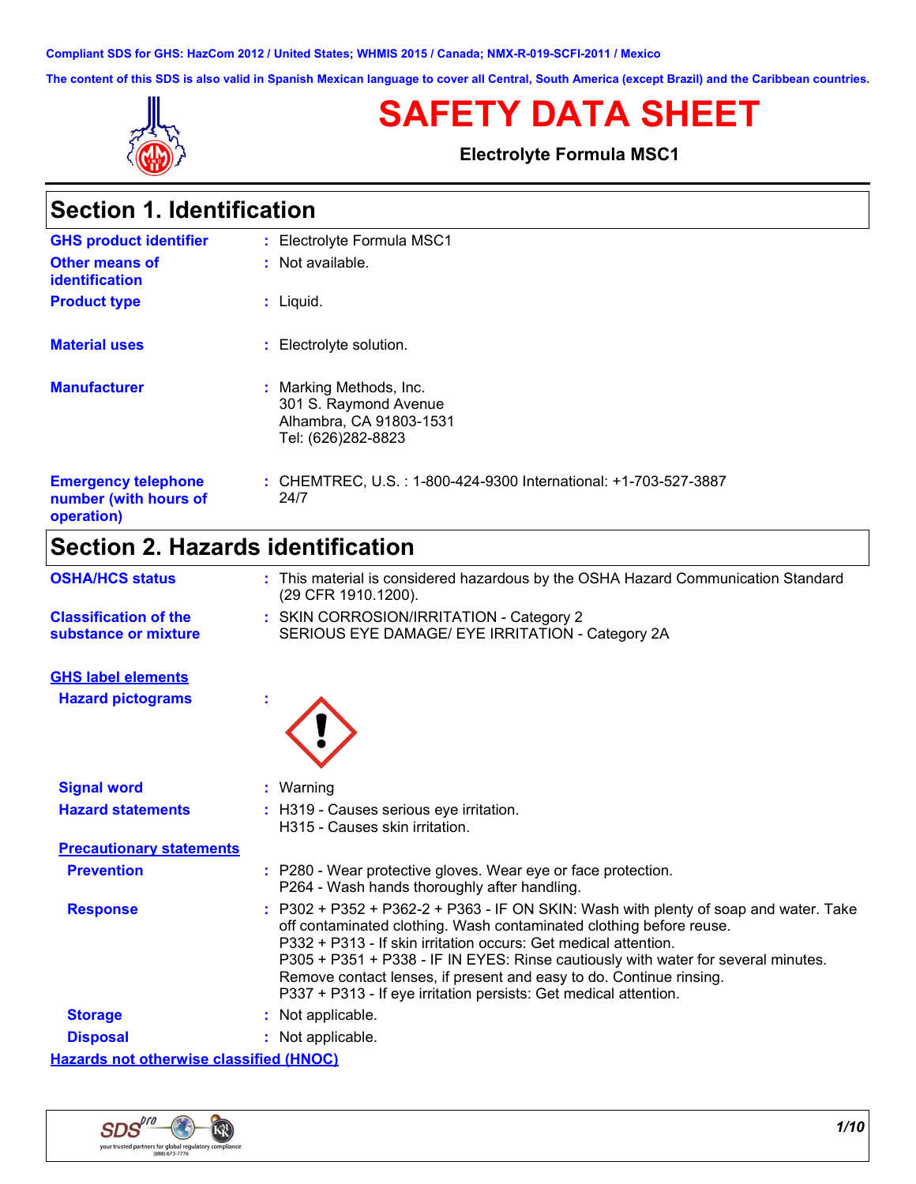Compliant SDS for GHS: HazCom 2012 / United States; WHMIS 2015 / Canada; NMX-R-019-SCFI-2011 / Mexico

The content of this SDS is also valid in Spanish Mexican language to cover all Central, South America (except Brazil) and the Caribbean countries.

# SAFETY DATA SHEET

**Electrolyte Formula MSC1**

## Section 1. Identification

**GHS product identifier** : Electrolyte Formula MSC1

**Other means of identification** : Not available.

**Product type** : Liquid.

**Material uses** : Electrolyte solution.

**Manufacturer** : Marking Methods, Inc.
301 S. Raymond Avenue
Alhambra, CA 91803-1531
Tel: (626)282-8823

**Emergency telephone number (with hours of operation)** : CHEMTREC, U.S. : 1-800-424-9300 International: +1-703-527-3887
24/7

## Section 2. Hazards identification

**OSHA/HCS status** : This material is considered hazardous by the OSHA Hazard Communication Standard (29 CFR 1910.1200).

**Classification of the substance or mixture** : SKIN CORROSION/IRRITATION - Category 2
SERIOUS EYE DAMAGE/ EYE IRRITATION - Category 2A

**GHS label elements**

**Hazard pictograms** :

**Signal word** : Warning

**Hazard statements** : H319 - Causes serious eye irritation.
H315 - Causes skin irritation.

**Precautionary statements**

**Prevention** : P280 - Wear protective gloves. Wear eye or face protection.
P264 - Wash hands thoroughly after handling.

**Response** : P302 + P352 + P362-2 + P363 - IF ON SKIN: Wash with plenty of soap and water. Take off contaminated clothing. Wash contaminated clothing before reuse.
P332 + P313 - If skin irritation occurs: Get medical attention.
P305 + P351 + P338 - IF IN EYES: Rinse cautiously with water for several minutes. Remove contact lenses, if present and easy to do. Continue rinsing.
P337 + P313 - If eye irritation persists: Get medical attention.

**Storage** : Not applicable.

**Disposal** : Not applicable.

**Hazards not otherwise classified (HNOC)**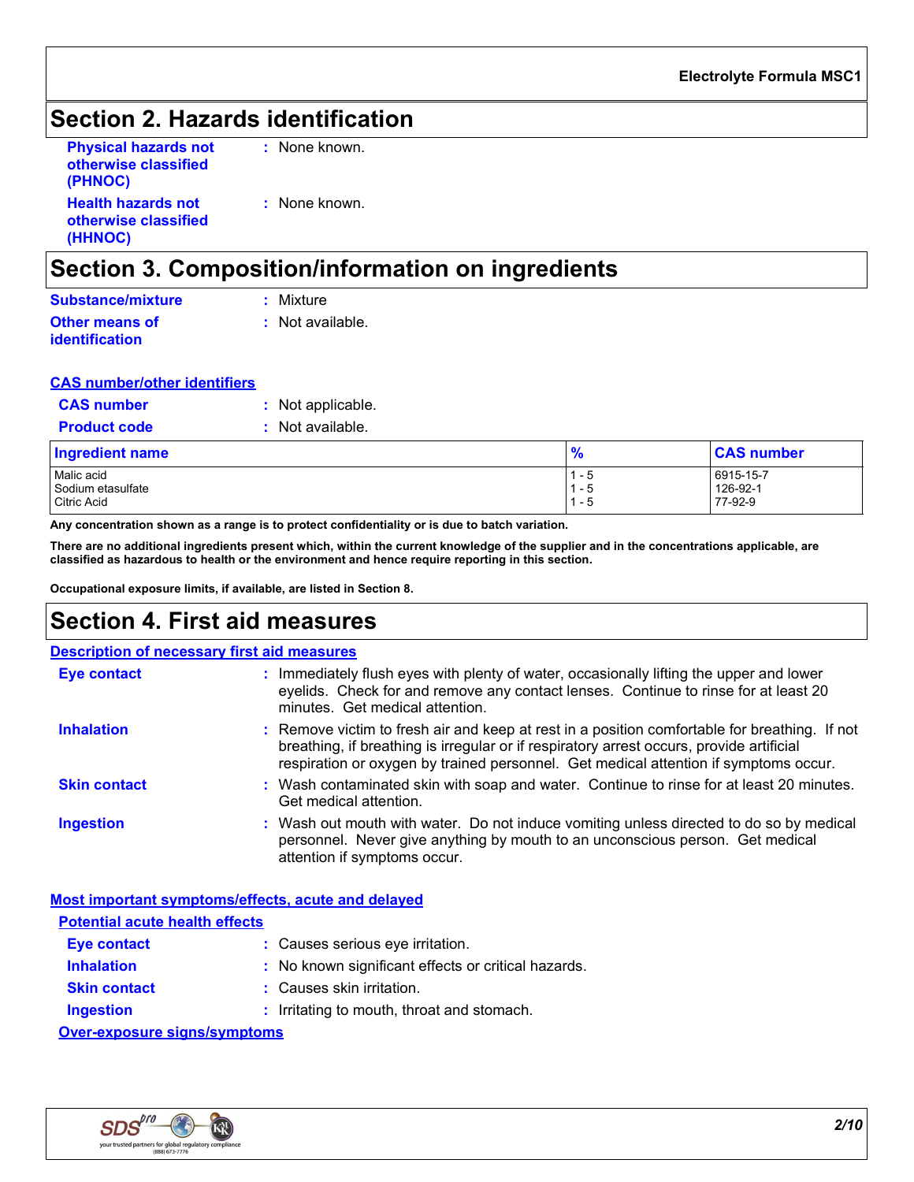## Section 2. Hazards identification

**Physical hazards not otherwise classified (PHNOC)** : None known.

**Health hazards not otherwise classified (HHNOC)** : None known.

## Section 3. Composition/information on ingredients

**Substance/mixture** : Mixture

**Other means of identification** : Not available.

**CAS number/other identifiers**

**CAS number** : Not applicable.

**Product code** : Not available.

| Ingredient name | % | CAS number |
|---|---|---|
| Malic acid | 1 - 5 | 6915-15-7 |
| Sodium etasulfate | 1 - 5 | 126-92-1 |
| Citric Acid | 1 - 5 | 77-92-9 |

**Any concentration shown as a range is to protect confidentiality or is due to batch variation.**

**There are no additional ingredients present which, within the current knowledge of the supplier and in the concentrations applicable, are classified as hazardous to health or the environment and hence require reporting in this section.**

**Occupational exposure limits, if available, are listed in Section 8.**

## Section 4. First aid measures

**Description of necessary first aid measures**

**Eye contact** : Immediately flush eyes with plenty of water, occasionally lifting the upper and lower eyelids. Check for and remove any contact lenses. Continue to rinse for at least 20 minutes. Get medical attention.

**Inhalation** : Remove victim to fresh air and keep at rest in a position comfortable for breathing. If not breathing, if breathing is irregular or if respiratory arrest occurs, provide artificial respiration or oxygen by trained personnel. Get medical attention if symptoms occur.

**Skin contact** : Wash contaminated skin with soap and water. Continue to rinse for at least 20 minutes. Get medical attention.

**Ingestion** : Wash out mouth with water. Do not induce vomiting unless directed to do so by medical personnel. Never give anything by mouth to an unconscious person. Get medical attention if symptoms occur.

**Most important symptoms/effects, acute and delayed**

**Potential acute health effects**

**Eye contact** : Causes serious eye irritation.

**Inhalation** : No known significant effects or critical hazards.

**Skin contact** : Causes skin irritation.

**Ingestion** : Irritating to mouth, throat and stomach.

**Over-exposure signs/symptoms**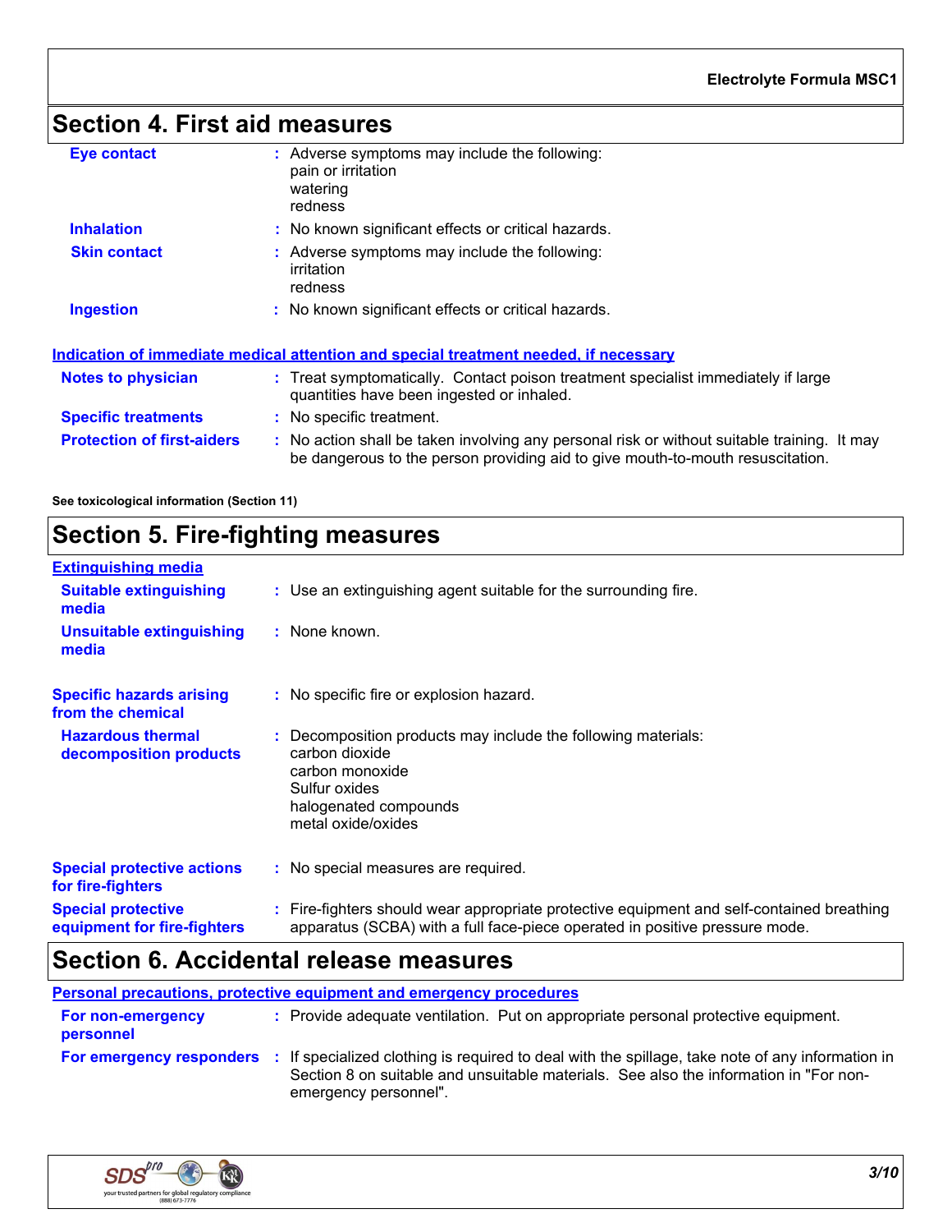## Section 4. First aid measures

| | |
|---|---|
| **Eye contact** | : Adverse symptoms may include the following:<br>pain or irritation<br>watering<br>redness |
| **Inhalation** | : No known significant effects or critical hazards. |
| **Skin contact** | : Adverse symptoms may include the following:<br>irritation<br>redness |
| **Ingestion** | : No known significant effects or critical hazards. |

### Indication of immediate medical attention and special treatment needed, if necessary

| | |
|---|---|
| **Notes to physician** | : Treat symptomatically. Contact poison treatment specialist immediately if large quantities have been ingested or inhaled. |
| **Specific treatments** | : No specific treatment. |
| **Protection of first-aiders** | : No action shall be taken involving any personal risk or without suitable training. It may be dangerous to the person providing aid to give mouth-to-mouth resuscitation. |

**See toxicological information (Section 11)**

## Section 5. Fire-fighting measures

### Extinguishing media

| | |
|---|---|
| **Suitable extinguishing media** | : Use an extinguishing agent suitable for the surrounding fire. |
| **Unsuitable extinguishing media** | : None known. |
| **Specific hazards arising from the chemical** | : No specific fire or explosion hazard. |
| **Hazardous thermal decomposition products** | : Decomposition products may include the following materials:<br>carbon dioxide<br>carbon monoxide<br>Sulfur oxides<br>halogenated compounds<br>metal oxide/oxides |
| **Special protective actions for fire-fighters** | : No special measures are required. |
| **Special protective equipment for fire-fighters** | : Fire-fighters should wear appropriate protective equipment and self-contained breathing apparatus (SCBA) with a full face-piece operated in positive pressure mode. |

## Section 6. Accidental release measures

### Personal precautions, protective equipment and emergency procedures

| | |
|---|---|
| **For non-emergency personnel** | : Provide adequate ventilation. Put on appropriate personal protective equipment. |
| **For emergency responders** | : If specialized clothing is required to deal with the spillage, take note of any information in Section 8 on suitable and unsuitable materials. See also the information in "For non-emergency personnel". |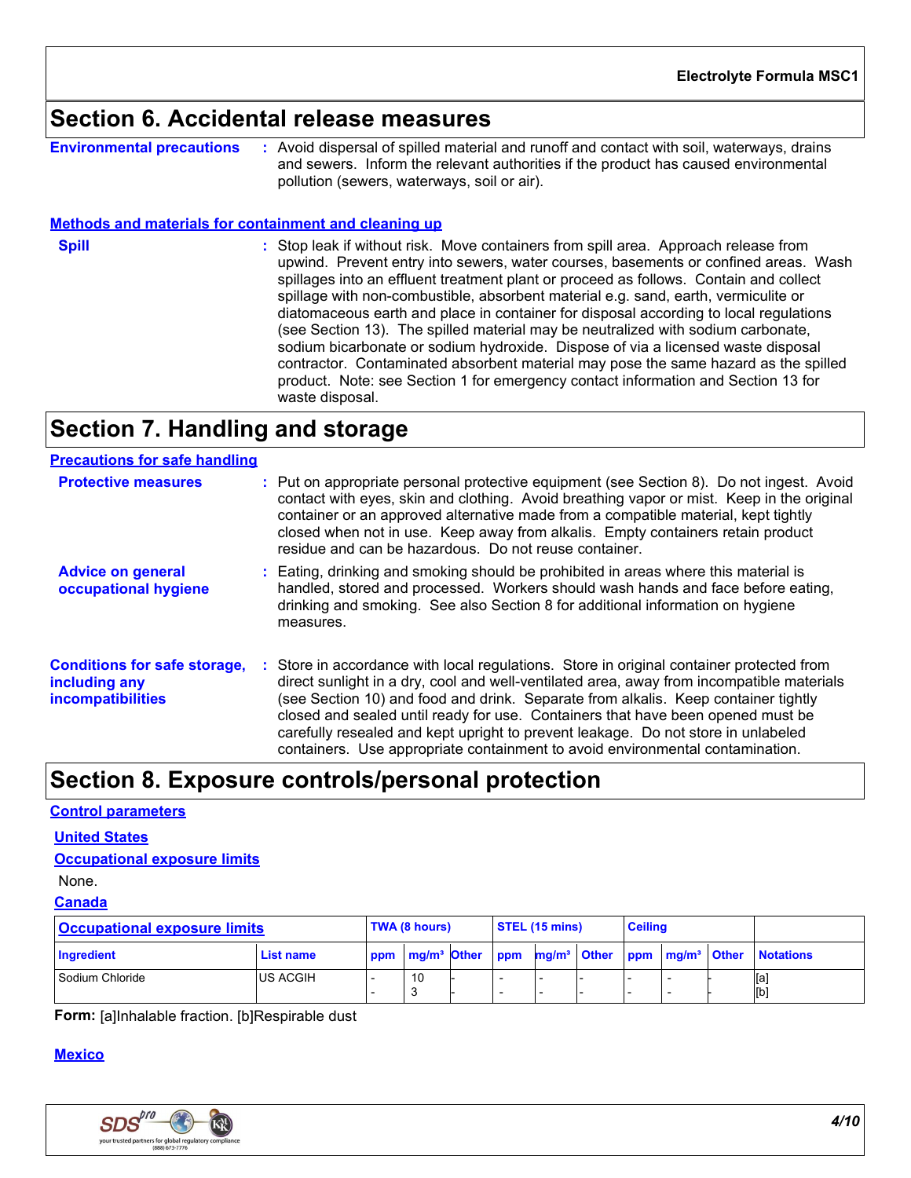## Section 6. Accidental release measures

**Environmental precautions** : Avoid dispersal of spilled material and runoff and contact with soil, waterways, drains and sewers. Inform the relevant authorities if the product has caused environmental pollution (sewers, waterways, soil or air).

### Methods and materials for containment and cleaning up

**Spill** : Stop leak if without risk. Move containers from spill area. Approach release from upwind. Prevent entry into sewers, water courses, basements or confined areas. Wash spillages into an effluent treatment plant or proceed as follows. Contain and collect spillage with non-combustible, absorbent material e.g. sand, earth, vermiculite or diatomaceous earth and place in container for disposal according to local regulations (see Section 13). The spilled material may be neutralized with sodium carbonate, sodium bicarbonate or sodium hydroxide. Dispose of via a licensed waste disposal contractor. Contaminated absorbent material may pose the same hazard as the spilled product. Note: see Section 1 for emergency contact information and Section 13 for waste disposal.

## Section 7. Handling and storage

### Precautions for safe handling

**Protective measures** : Put on appropriate personal protective equipment (see Section 8). Do not ingest. Avoid contact with eyes, skin and clothing. Avoid breathing vapor or mist. Keep in the original container or an approved alternative made from a compatible material, kept tightly closed when not in use. Keep away from alkalis. Empty containers retain product residue and can be hazardous. Do not reuse container.

**Advice on general occupational hygiene** : Eating, drinking and smoking should be prohibited in areas where this material is handled, stored and processed. Workers should wash hands and face before eating, drinking and smoking. See also Section 8 for additional information on hygiene measures.

**Conditions for safe storage, including any incompatibilities** : Store in accordance with local regulations. Store in original container protected from direct sunlight in a dry, cool and well-ventilated area, away from incompatible materials (see Section 10) and food and drink. Separate from alkalis. Keep container tightly closed and sealed until ready for use. Containers that have been opened must be carefully resealed and kept upright to prevent leakage. Do not store in unlabeled containers. Use appropriate containment to avoid environmental contamination.

## Section 8. Exposure controls/personal protection

### Control parameters

#### United States

#### Occupational exposure limits

None.

#### Canada

| Occupational exposure limits | | TWA (8 hours) | | | STEL (15 mins) | | | Ceiling | | | |
|---|---|---|---|---|---|---|---|---|---|---|---|
| Ingredient | List name | ppm | mg/m³ | Other | ppm | mg/m³ | Other | ppm | mg/m³ | Other | Notations |
| Sodium Chloride | US ACGIH | -<br>- | 10<br>3 | -<br>- | -<br>- | -<br>- | -<br>- | -<br>- | -<br>- | -<br>- | [a]<br>[b] |

**Form:** [a]Inhalable fraction. [b]Respirable dust

#### Mexico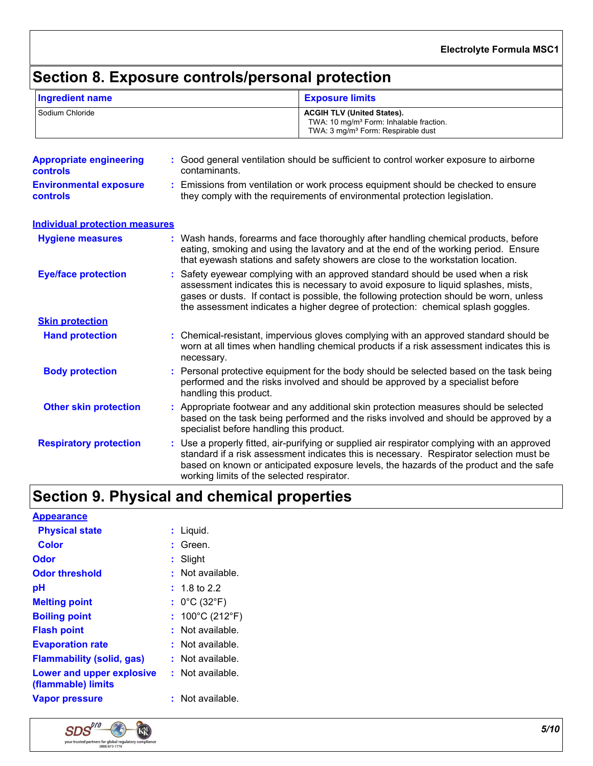## Section 8. Exposure controls/personal protection

| Ingredient name | Exposure limits |
| --- | --- |
| Sodium Chloride | **ACGIH TLV (United States).**<br>TWA: 10 mg/m³ Form: Inhalable fraction.<br>TWA: 3 mg/m³ Form: Respirable dust |

**Appropriate engineering controls** : Good general ventilation should be sufficient to control worker exposure to airborne contaminants.

**Environmental exposure controls** : Emissions from ventilation or work process equipment should be checked to ensure they comply with the requirements of environmental protection legislation.

### Individual protection measures

**Hygiene measures** : Wash hands, forearms and face thoroughly after handling chemical products, before eating, smoking and using the lavatory and at the end of the working period. Ensure that eyewash stations and safety showers are close to the workstation location.

**Eye/face protection** : Safety eyewear complying with an approved standard should be used when a risk assessment indicates this is necessary to avoid exposure to liquid splashes, mists, gases or dusts. If contact is possible, the following protection should be worn, unless the assessment indicates a higher degree of protection: chemical splash goggles.

#### Skin protection

**Hand protection** : Chemical-resistant, impervious gloves complying with an approved standard should be worn at all times when handling chemical products if a risk assessment indicates this is necessary.

**Body protection** : Personal protective equipment for the body should be selected based on the task being performed and the risks involved and should be approved by a specialist before handling this product.

**Other skin protection** : Appropriate footwear and any additional skin protection measures should be selected based on the task being performed and the risks involved and should be approved by a specialist before handling this product.

**Respiratory protection** : Use a properly fitted, air-purifying or supplied air respirator complying with an approved standard if a risk assessment indicates this is necessary. Respirator selection must be based on known or anticipated exposure levels, the hazards of the product and the safe working limits of the selected respirator.

## Section 9. Physical and chemical properties

### Appearance

**Physical state** : Liquid.

**Color** : Green.

**Odor** : Slight

**Odor threshold** : Not available.

**pH** : 1.8 to 2.2

**Melting point** : 0°C (32°F)

**Boiling point** : 100°C (212°F)

**Flash point** : Not available.

**Evaporation rate** : Not available.

**Flammability (solid, gas)** : Not available.

**Lower and upper explosive (flammable) limits** : Not available.

**Vapor pressure** : Not available.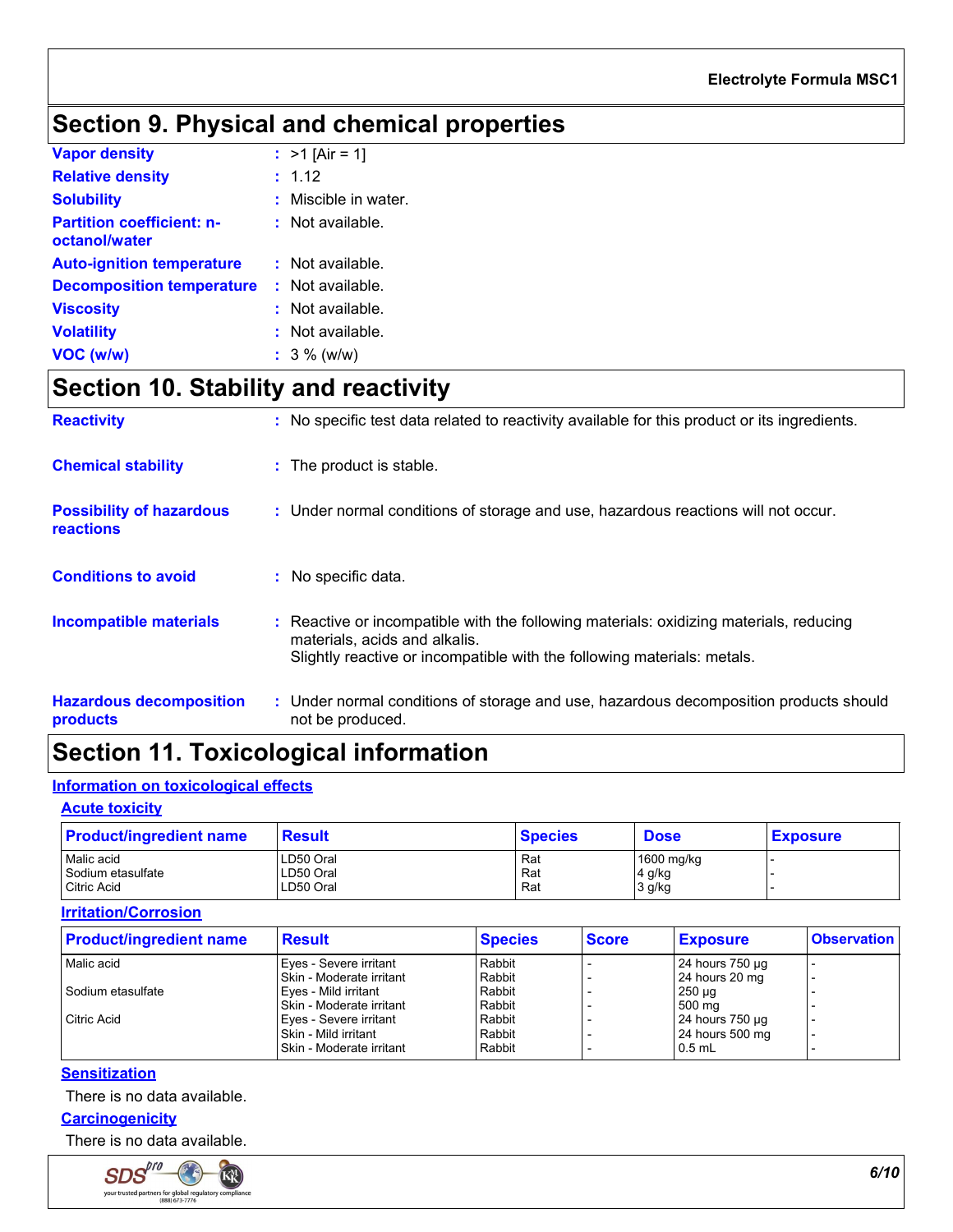# Section 9. Physical and chemical properties

| | |
|---|---|
| **Vapor density** | : >1 [Air = 1] |
| **Relative density** | : 1.12 |
| **Solubility** | : Miscible in water. |
| **Partition coefficient: n-octanol/water** | : Not available. |
| **Auto-ignition temperature** | : Not available. |
| **Decomposition temperature** | : Not available. |
| **Viscosity** | : Not available. |
| **Volatility** | : Not available. |
| **VOC (w/w)** | : 3 % (w/w) |

# Section 10. Stability and reactivity

| | |
|---|---|
| **Reactivity** | : No specific test data related to reactivity available for this product or its ingredients. |
| **Chemical stability** | : The product is stable. |
| **Possibility of hazardous reactions** | : Under normal conditions of storage and use, hazardous reactions will not occur. |
| **Conditions to avoid** | : No specific data. |
| **Incompatible materials** | : Reactive or incompatible with the following materials: oxidizing materials, reducing materials, acids and alkalis. Slightly reactive or incompatible with the following materials: metals. |
| **Hazardous decomposition products** | : Under normal conditions of storage and use, hazardous decomposition products should not be produced. |

# Section 11. Toxicological information

## Information on toxicological effects

### Acute toxicity

| Product/ingredient name | Result | Species | Dose | Exposure |
|---|---|---|---|---|
| Malic acid | LD50 Oral | Rat | 1600 mg/kg | - |
| Sodium etasulfate | LD50 Oral | Rat | 4 g/kg | - |
| Citric Acid | LD50 Oral | Rat | 3 g/kg | - |

### Irritation/Corrosion

| Product/ingredient name | Result | Species | Score | Exposure | Observation |
|---|---|---|---|---|---|
| Malic acid | Eyes - Severe irritant | Rabbit | - | 24 hours 750 µg | - |
| | Skin - Moderate irritant | Rabbit | - | 24 hours 20 mg | - |
| Sodium etasulfate | Eyes - Mild irritant | Rabbit | - | 250 µg | - |
| | Skin - Moderate irritant | Rabbit | - | 500 mg | - |
| Citric Acid | Eyes - Severe irritant | Rabbit | - | 24 hours 750 µg | - |
| | Skin - Mild irritant | Rabbit | - | 24 hours 500 mg | - |
| | Skin - Moderate irritant | Rabbit | - | 0.5 mL | - |

### Sensitization

There is no data available.

### Carcinogenicity

There is no data available.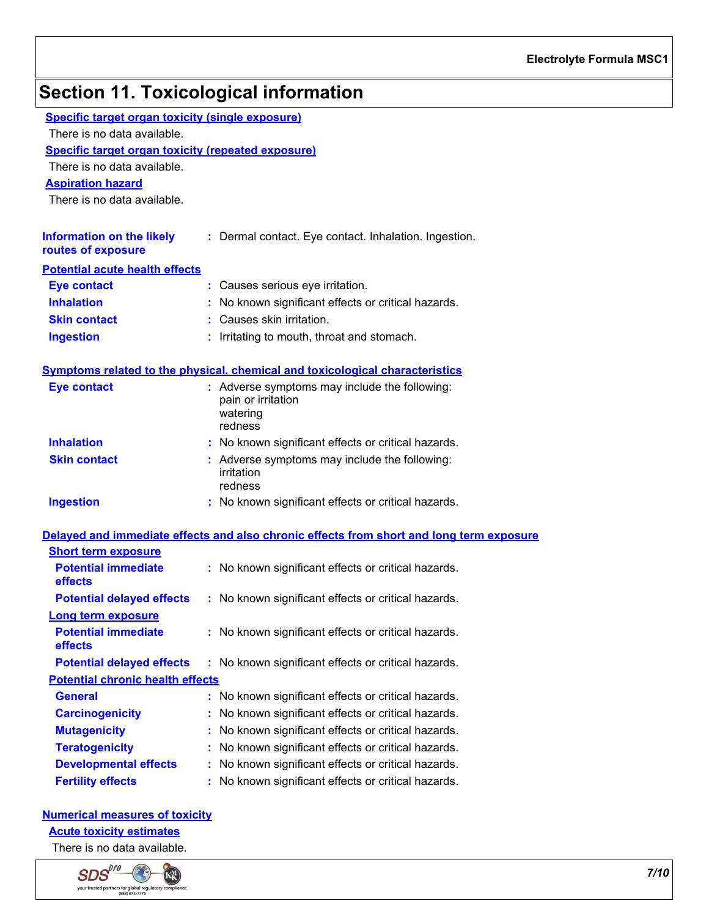## Section 11. Toxicological information

**Specific target organ toxicity (single exposure)**

There is no data available.

**Specific target organ toxicity (repeated exposure)**

There is no data available.

**Aspiration hazard**

There is no data available.

**Information on the likely routes of exposure** : Dermal contact. Eye contact. Inhalation. Ingestion.

**Potential acute health effects**

- **Eye contact** : Causes serious eye irritation.
- **Inhalation** : No known significant effects or critical hazards.
- **Skin contact** : Causes skin irritation.
- **Ingestion** : Irritating to mouth, throat and stomach.

**Symptoms related to the physical, chemical and toxicological characteristics**

- **Eye contact** : Adverse symptoms may include the following:
  pain or irritation
  watering
  redness
- **Inhalation** : No known significant effects or critical hazards.
- **Skin contact** : Adverse symptoms may include the following:
  irritation
  redness
- **Ingestion** : No known significant effects or critical hazards.

**Delayed and immediate effects and also chronic effects from short and long term exposure**

**Short term exposure**

- **Potential immediate effects** : No known significant effects or critical hazards.
- **Potential delayed effects** : No known significant effects or critical hazards.

**Long term exposure**

- **Potential immediate effects** : No known significant effects or critical hazards.
- **Potential delayed effects** : No known significant effects or critical hazards.

**Potential chronic health effects**

- **General** : No known significant effects or critical hazards.
- **Carcinogenicity** : No known significant effects or critical hazards.
- **Mutagenicity** : No known significant effects or critical hazards.
- **Teratogenicity** : No known significant effects or critical hazards.
- **Developmental effects** : No known significant effects or critical hazards.
- **Fertility effects** : No known significant effects or critical hazards.

**Numerical measures of toxicity**

**Acute toxicity estimates**

There is no data available.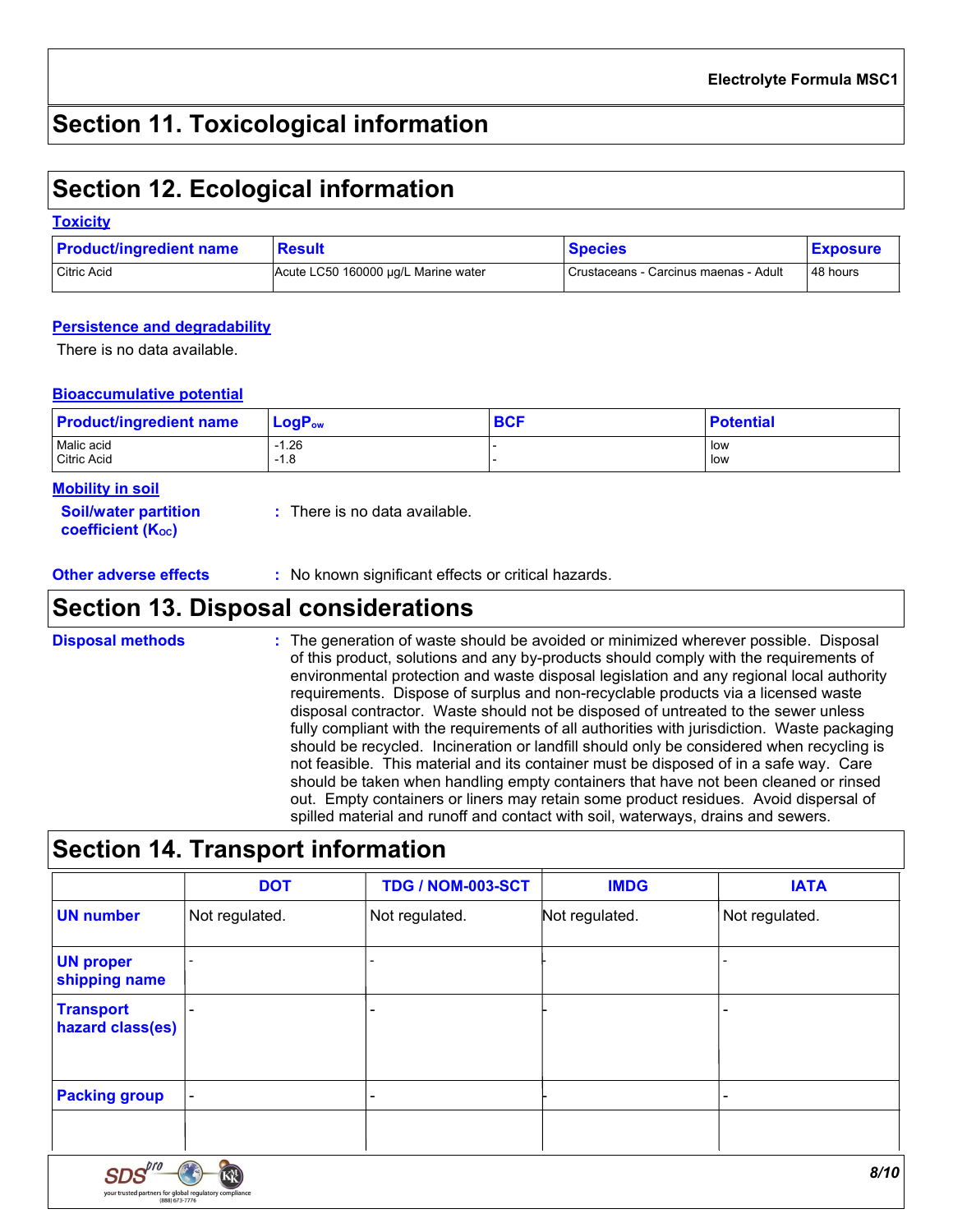## Section 11. Toxicological information

## Section 12. Ecological information

### Toxicity

| Product/ingredient name | Result | Species | Exposure |
|---|---|---|---|
| Citric Acid | Acute LC50 160000 µg/L Marine water | Crustaceans - Carcinus maenas - Adult | 48 hours |

### Persistence and degradability

There is no data available.

### Bioaccumulative potential

| Product/ingredient name | $LogP_{ow}$ | BCF | Potential |
|---|---|---|---|
| Malic acid | -1.26 | - | low |
| Citric Acid | -1.8 | - | low |

### Mobility in soil

**Soil/water partition coefficient ($K_{OC}$)** : There is no data available.

**Other adverse effects** : No known significant effects or critical hazards.

## Section 13. Disposal considerations

**Disposal methods** : The generation of waste should be avoided or minimized wherever possible. Disposal of this product, solutions and any by-products should comply with the requirements of environmental protection and waste disposal legislation and any regional local authority requirements. Dispose of surplus and non-recyclable products via a licensed waste disposal contractor. Waste should not be disposed of untreated to the sewer unless fully compliant with the requirements of all authorities with jurisdiction. Waste packaging should be recycled. Incineration or landfill should only be considered when recycling is not feasible. This material and its container must be disposed of in a safe way. Care should be taken when handling empty containers that have not been cleaned or rinsed out. Empty containers or liners may retain some product residues. Avoid dispersal of spilled material and runoff and contact with soil, waterways, drains and sewers.

## Section 14. Transport information

| | DOT | TDG / NOM-003-SCT | IMDG | IATA |
|---|---|---|---|---|
| UN number | Not regulated. | Not regulated. | Not regulated. | Not regulated. |
| UN proper shipping name | - | - | - | - |
| Transport hazard class(es) | - | - | - | - |
| Packing group | - | - | - | - |
| | | | | |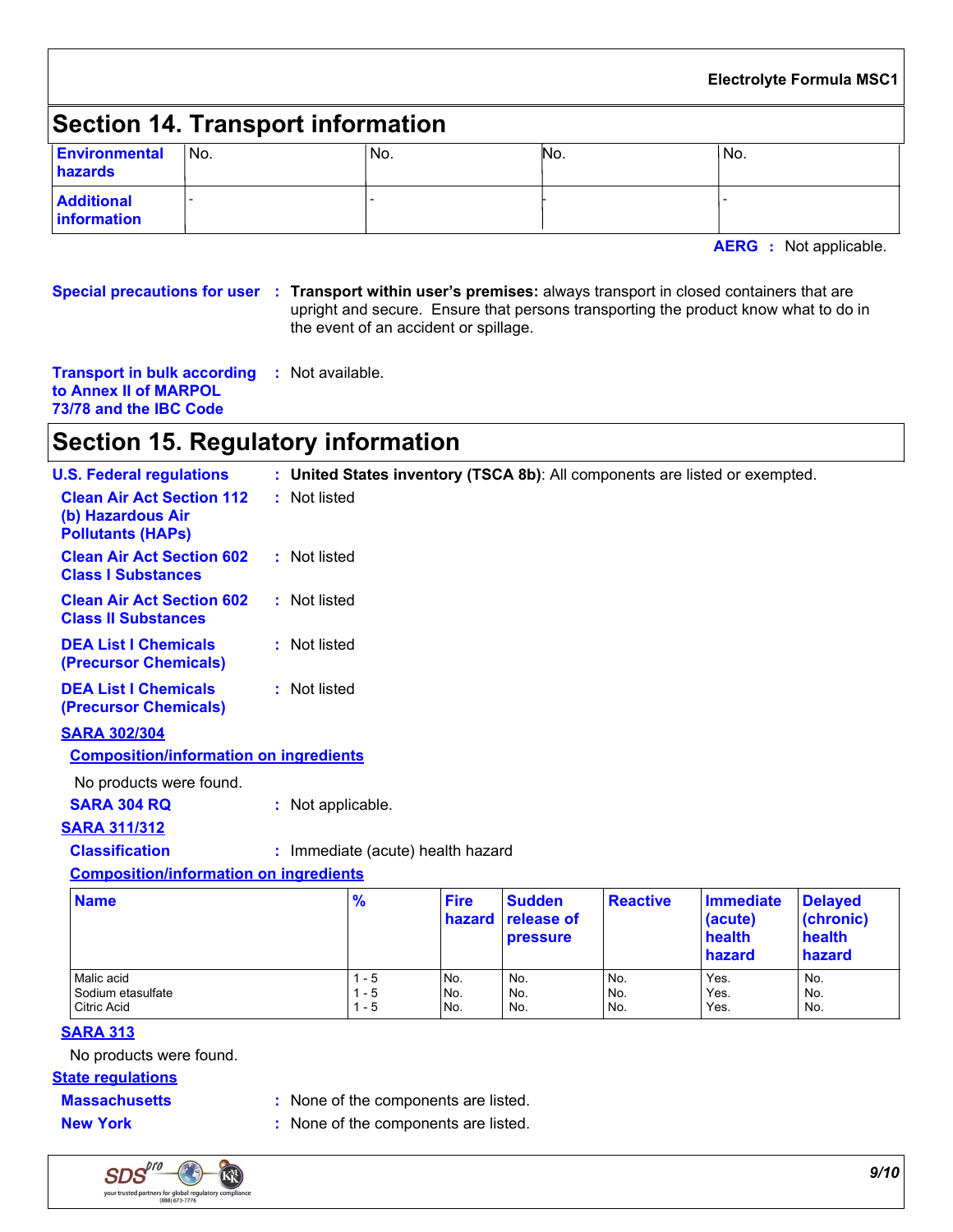## Section 14. Transport information

| Environmental hazards | No. | No. | No. | No. |
|---|---|---|---|---|
| Additional information | - | - | - | - |

**AERG** : Not applicable.

**Special precautions for user** : **Transport within user's premises:** always transport in closed containers that are upright and secure. Ensure that persons transporting the product know what to do in the event of an accident or spillage.

**Transport in bulk according to Annex II of MARPOL 73/78 and the IBC Code** : Not available.

## Section 15. Regulatory information

**U.S. Federal regulations** : **United States inventory (TSCA 8b)**: All components are listed or exempted.

**Clean Air Act Section 112 (b) Hazardous Air Pollutants (HAPs)** : Not listed

**Clean Air Act Section 602 Class I Substances** : Not listed

**Clean Air Act Section 602 Class II Substances** : Not listed

**DEA List I Chemicals (Precursor Chemicals)** : Not listed

**DEA List I Chemicals (Precursor Chemicals)** : Not listed

**SARA 302/304**

**Composition/information on ingredients**

No products were found.

**SARA 304 RQ** : Not applicable.

**SARA 311/312**

**Classification** : Immediate (acute) health hazard

**Composition/information on ingredients**

| Name | % | Fire hazard | Sudden release of pressure | Reactive | Immediate (acute) health hazard | Delayed (chronic) health hazard |
|---|---|---|---|---|---|---|
| Malic acid | 1 - 5 | No. | No. | No. | Yes. | No. |
| Sodium etasulfate | 1 - 5 | No. | No. | No. | Yes. | No. |
| Citric Acid | 1 - 5 | No. | No. | No. | Yes. | No. |

**SARA 313**

No products were found.

**State regulations**

**Massachusetts** : None of the components are listed.

**New York** : None of the components are listed.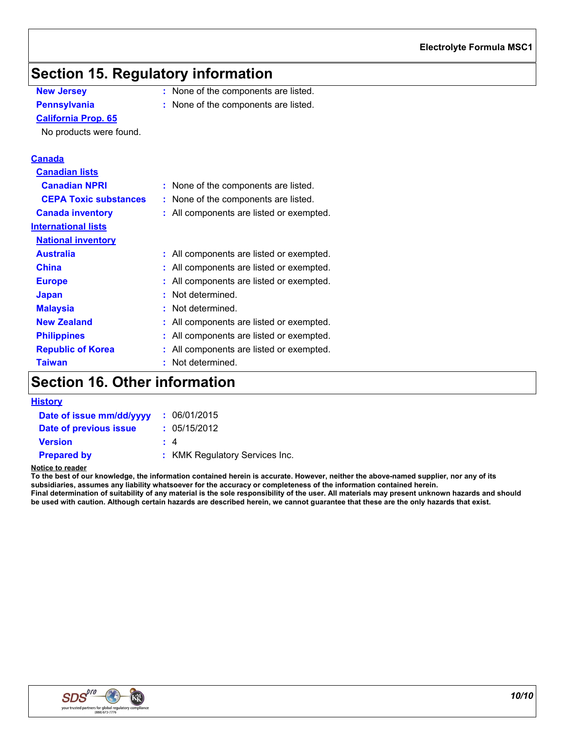## Section 15. Regulatory information

| | |
|---|---|
| **New Jersey** | : None of the components are listed. |
| **Pennsylvania** | : None of the components are listed. |

**California Prop. 65**

No products were found.

**Canada**

**Canadian lists**

| | |
|---|---|
| **Canadian NPRI** | : None of the components are listed. |
| **CEPA Toxic substances** | : None of the components are listed. |
| **Canada inventory** | : All components are listed or exempted. |

**International lists**

**National inventory**

| | |
|---|---|
| **Australia** | : All components are listed or exempted. |
| **China** | : All components are listed or exempted. |
| **Europe** | : All components are listed or exempted. |
| **Japan** | : Not determined. |
| **Malaysia** | : Not determined. |
| **New Zealand** | : All components are listed or exempted. |
| **Philippines** | : All components are listed or exempted. |
| **Republic of Korea** | : All components are listed or exempted. |
| **Taiwan** | : Not determined. |

## Section 16. Other information

**History**

| | |
|---|---|
| **Date of issue mm/dd/yyyy** | : 06/01/2015 |
| **Date of previous issue** | : 05/15/2012 |
| **Version** | : 4 |
| **Prepared by** | : KMK Regulatory Services Inc. |

**Notice to reader**

**To the best of our knowledge, the information contained herein is accurate. However, neither the above-named supplier, nor any of its subsidiaries, assumes any liability whatsoever for the accuracy or completeness of the information contained herein.**
**Final determination of suitability of any material is the sole responsibility of the user. All materials may present unknown hazards and should be used with caution. Although certain hazards are described herein, we cannot guarantee that these are the only hazards that exist.**